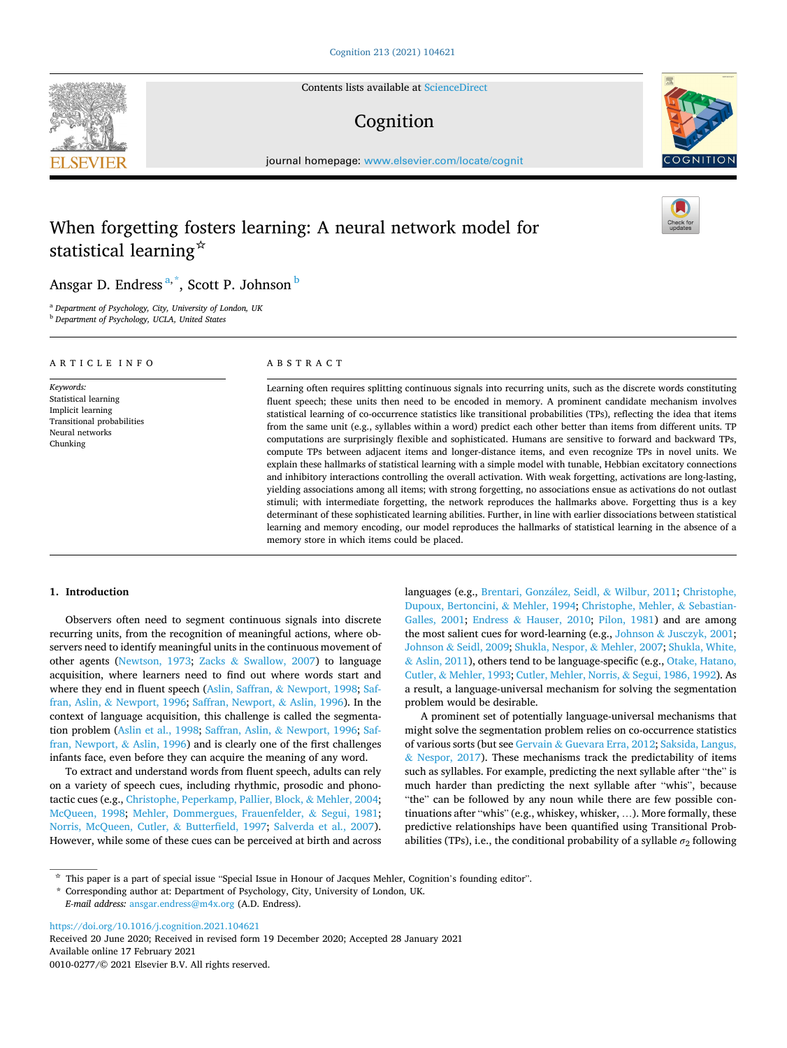# When forgetting fosters learning: A neural network model for statistical learning[☆]

Ansgar D. Endress[a,*], Scott P. Johnson[b]

[a] Department of Psychology, City, University of London, UK
[b] Department of Psychology, UCLA, United States

## ARTICLE INFO

*Keywords:*
Statistical learning
Implicit learning
Transitional probabilities
Neural networks
Chunking

## ABSTRACT

Learning often requires splitting continuous signals into recurring units, such as the discrete words constituting fluent speech; these units then need to be encoded in memory. A prominent candidate mechanism involves statistical learning of co-occurrence statistics like transitional probabilities (TPs), reflecting the idea that items from the same unit (e.g., syllables within a word) predict each other better than items from different units. TP computations are surprisingly flexible and sophisticated. Humans are sensitive to forward and backward TPs, compute TPs between adjacent items and longer-distance items, and even recognize TPs in novel units. We explain these hallmarks of statistical learning with a simple model with tunable, Hebbian excitatory connections and inhibitory interactions controlling the overall activation. With weak forgetting, activations are long-lasting, yielding associations among all items; with strong forgetting, no associations ensue as activations do not outlast stimuli; with intermediate forgetting, the network reproduces the hallmarks above. Forgetting thus is a key determinant of these sophisticated learning abilities. Further, in line with earlier dissociations between statistical learning and memory encoding, our model reproduces the hallmarks of statistical learning in the absence of a memory store in which items could be placed.

## 1. Introduction

Observers often need to segment continuous signals into discrete recurring units, from the recognition of meaningful actions, where observers need to identify meaningful units in the continuous movement of other agents (Newtson, 1973; Zacks & Swallow, 2007) to language acquisition, where learners need to find out where words start and where they end in fluent speech (Aslin, Saffran, & Newport, 1998; Saffran, Aslin, & Newport, 1996; Saffran, Newport, & Aslin, 1996). In the context of language acquisition, this challenge is called the segmentation problem (Aslin et al., 1998; Saffran, Aslin, & Newport, 1996; Saffran, Newport, & Aslin, 1996) and is clearly one of the first challenges infants face, even before they can acquire the meaning of any word.

To extract and understand words from fluent speech, adults can rely on a variety of speech cues, including rhythmic, prosodic and phonotactic cues (e.g., Christophe, Peperkamp, Pallier, Block, & Mehler, 2004; McQueen, 1998; Mehler, Dommergues, Frauenfelder, & Segui, 1981; Norris, McQueen, Cutler, & Butterfield, 1997; Salverda et al., 2007). However, while some of these cues can be perceived at birth and across languages (e.g., Brentari, González, Seidl, & Wilbur, 2011; Christophe, Dupoux, Bertoncini, & Mehler, 1994; Christophe, Mehler, & Sebastian-Galles, 2001; Endress & Hauser, 2010; Pilon, 1981) and are among the most salient cues for word-learning (e.g., Johnson & Jusczyk, 2001; Johnson & Seidl, 2009; Shukla, Nespor, & Mehler, 2007; Shukla, White, & Aslin, 2011), others tend to be language-specific (e.g., Otake, Hatano, Cutler, & Mehler, 1993; Cutler, Mehler, Norris, & Segui, 1986, 1992). As a result, a language-universal mechanism for solving the segmentation problem would be desirable.

A prominent set of potentially language-universal mechanisms that might solve the segmentation problem relies on co-occurrence statistics of various sorts (but see Gervain & Guevara Erra, 2012; Saksida, Langus, & Nespor, 2017). These mechanisms track the predictability of items such as syllables. For example, predicting the next syllable after "the" is much harder than predicting the next syllable after "whis", because "the" can be followed by any noun while there are few possible continuations after "whis" (e.g., whiskey, whisker, ...). More formally, these predictive relationships have been quantified using Transitional Probabilities (TPs), i.e., the conditional probability of a syllable $\sigma_2$ following

[☆] This paper is a part of special issue "Special Issue in Honour of Jacques Mehler, Cognition's founding editor".
[*] Corresponding author at: Department of Psychology, City, University of London, UK.
*E-mail address:* ansgar.endress@m4x.org (A.D. Endress).

https://doi.org/10.1016/j.cognition.2021.104621
Received 20 June 2020; Received in revised form 19 December 2020; Accepted 28 January 2021
Available online 17 February 2021
0010-0277/© 2021 Elsevier B.V. All rights reserved.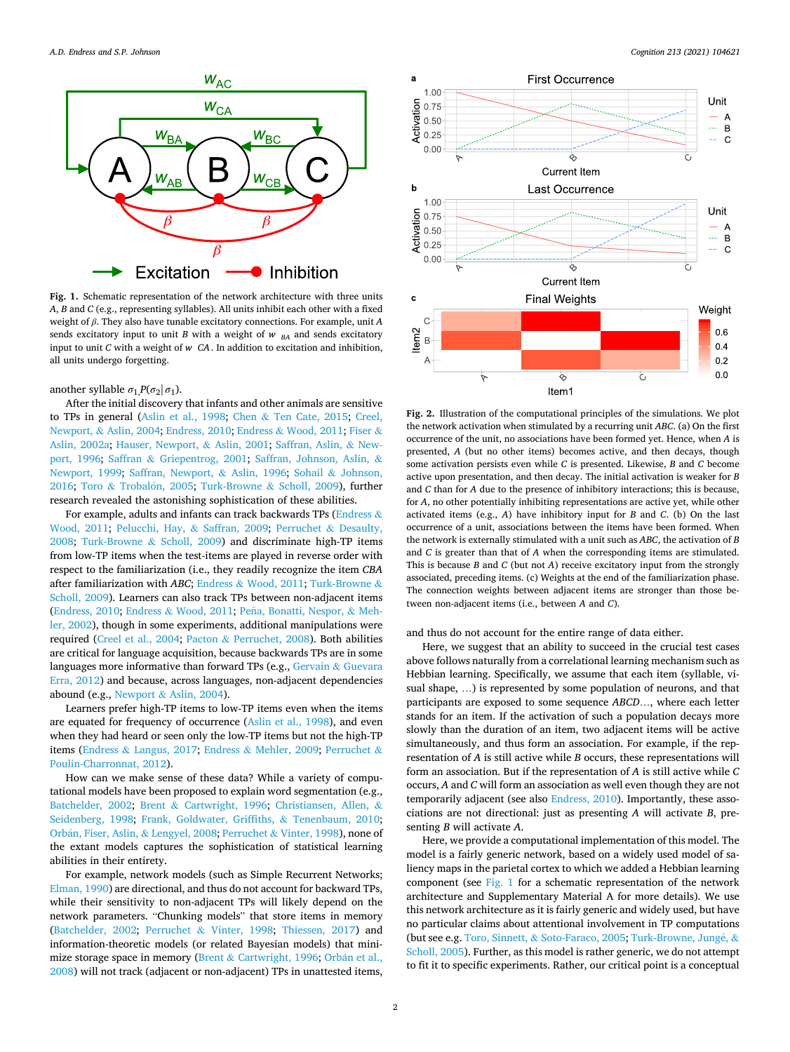Fig. 1. Schematic representation of the network architecture with three units *A*, *B* and *C* (e.g., representing syllables). All units inhibit each other with a fixed weight of $\beta$. They also have tunable excitatory connections. For example, unit *A* sends excitatory input to unit *B* with a weight of $w_{BA}$ and sends excitatory input to unit *C* with a weight of $w_{CA}$. In addition to excitation and inhibition, all units undergo forgetting.

another syllable $\sigma_1, P(\sigma_2 | \sigma_1)$.

After the initial discovery that infants and other animals are sensitive to TPs in general (Aslin et al., 1998; Chen & Ten Cate, 2015; Creel, Newport, & Aslin, 2004; Endress, 2010; Endress & Wood, 2011; Fiser & Aslin, 2002a; Hauser, Newport, & Aslin, 2001; Saffran, Aslin, & Newport, 1996; Saffran & Griepentrog, 2001; Saffran, Johnson, Aslin, & Newport, 1999; Saffran, Newport, & Aslin, 1996; Sohail & Johnson, 2016; Toro & Trobalón, 2005; Turk-Browne & Scholl, 2009), further research revealed the astonishing sophistication of these abilities.

For example, adults and infants can track backwards TPs (Endress & Wood, 2011; Pelucchi, Hay, & Saffran, 2009; Perruchet & Desaulty, 2008; Turk-Browne & Scholl, 2009) and discriminate high-TP items from low-TP items when the test-items are played in reverse order with respect to the familiarization (i.e., they readily recognize the item *CBA* after familiarization with *ABC*; Endress & Wood, 2011; Turk-Browne & Scholl, 2009). Learners can also track TPs between non-adjacent items (Endress, 2010; Endress & Wood, 2011; Peña, Bonatti, Nespor, & Mehler, 2002), though in some experiments, additional manipulations were required (Creel et al., 2004; Pacton & Perruchet, 2008). Both abilities are critical for language acquisition, because backwards TPs are in some languages more informative than forward TPs (e.g., Gervain & Guevara Erra, 2012) and because, across languages, non-adjacent dependencies abound (e.g., Newport & Aslin, 2004).

Learners prefer high-TP items to low-TP items even when the items are equated for frequency of occurrence (Aslin et al., 1998), and even when they had heard or seen only the low-TP items but not the high-TP items (Endress & Langus, 2017; Endress & Mehler, 2009; Perruchet & Poulin-Charronnat, 2012).

How can we make sense of these data? While a variety of computational models have been proposed to explain word segmentation (e.g., Batchelder, 2002; Brent & Cartwright, 1996; Christiansen, Allen, & Seidenberg, 1998; Frank, Goldwater, Griffiths, & Tenenbaum, 2010; Orbán, Fiser, Aslin, & Lengyel, 2008; Perruchet & Vinter, 1998), none of the extant models captures the sophistication of statistical learning abilities in their entirety.

For example, network models (such as Simple Recurrent Networks; Elman, 1990) are directional, and thus do not account for backward TPs, while their sensitivity to non-adjacent TPs will likely depend on the network parameters. "Chunking models" that store items in memory (Batchelder, 2002; Perruchet & Vinter, 1998; Thiessen, 2017) and information-theoretic models (or related Bayesian models) that minimize storage space in memory (Brent & Cartwright, 1996; Orbán et al., 2008) will not track (adjacent or non-adjacent) TPs in unattested items, and thus do not account for the entire range of data either.

Fig. 2. Illustration of the computational principles of the simulations. We plot the network activation when stimulated by a recurring unit *ABC*. (a) On the first occurrence of the unit, no associations have been formed yet. Hence, when *A* is presented, *A* (but no other items) becomes active, and then decays, though some activation persists even while *C* is presented. Likewise, *B* and *C* become active upon presentation, and then decay. The initial activation is weaker for *B* and *C* than for *A* due to the presence of inhibitory interactions; this is because, for *A*, no other potentially inhibiting representations are active yet, while other activated items (e.g., *A*) have inhibitory input for *B* and *C*. (b) On the last occurrence of a unit, associations between the items have been formed. When the network is externally stimulated with a unit such as *ABC*, the activation of *B* and *C* is greater than that of *A* when the corresponding items are stimulated. This is because *B* and *C* (but not *A*) receive excitatory input from the strongly associated, preceding items. (c) Weights at the end of the familiarization phase. The connection weights between adjacent items are stronger than those between non-adjacent items (i.e., between *A* and *C*).

Here, we suggest that an ability to succeed in the crucial test cases above follows naturally from a correlational learning mechanism such as Hebbian learning. Specifically, we assume that each item (syllable, visual shape, …) is represented by some population of neurons, and that participants are exposed to some sequence *ABCD*…, where each letter stands for an item. If the activation of such a population decays more slowly than the duration of an item, two adjacent items will be active simultaneously, and thus form an association. For example, if the representation of *A* is still active while *B* occurs, these representations will form an association. But if the representation of *A* is still active while *C* occurs, *A* and *C* will form an association as well even though they are not temporarily adjacent (see also Endress, 2010). Importantly, these associations are not directional: just as presenting *A* will activate *B*, presenting *B* will activate *A*.

Here, we provide a computational implementation of this model. The model is a fairly generic network, based on a widely used model of saliency maps in the parietal cortex to which we added a Hebbian learning component (see Fig. 1 for a schematic representation of the network architecture and Supplementary Material A for more details). We use this network architecture as it is fairly generic and widely used, but have no particular claims about attentional involvement in TP computations (but see e.g. Toro, Sinnett, & Soto-Faraco, 2005; Turk-Browne, Jungé, & Scholl, 2005). Further, as this model is rather generic, we do not attempt to fit it to specific experiments. Rather, our critical point is a conceptual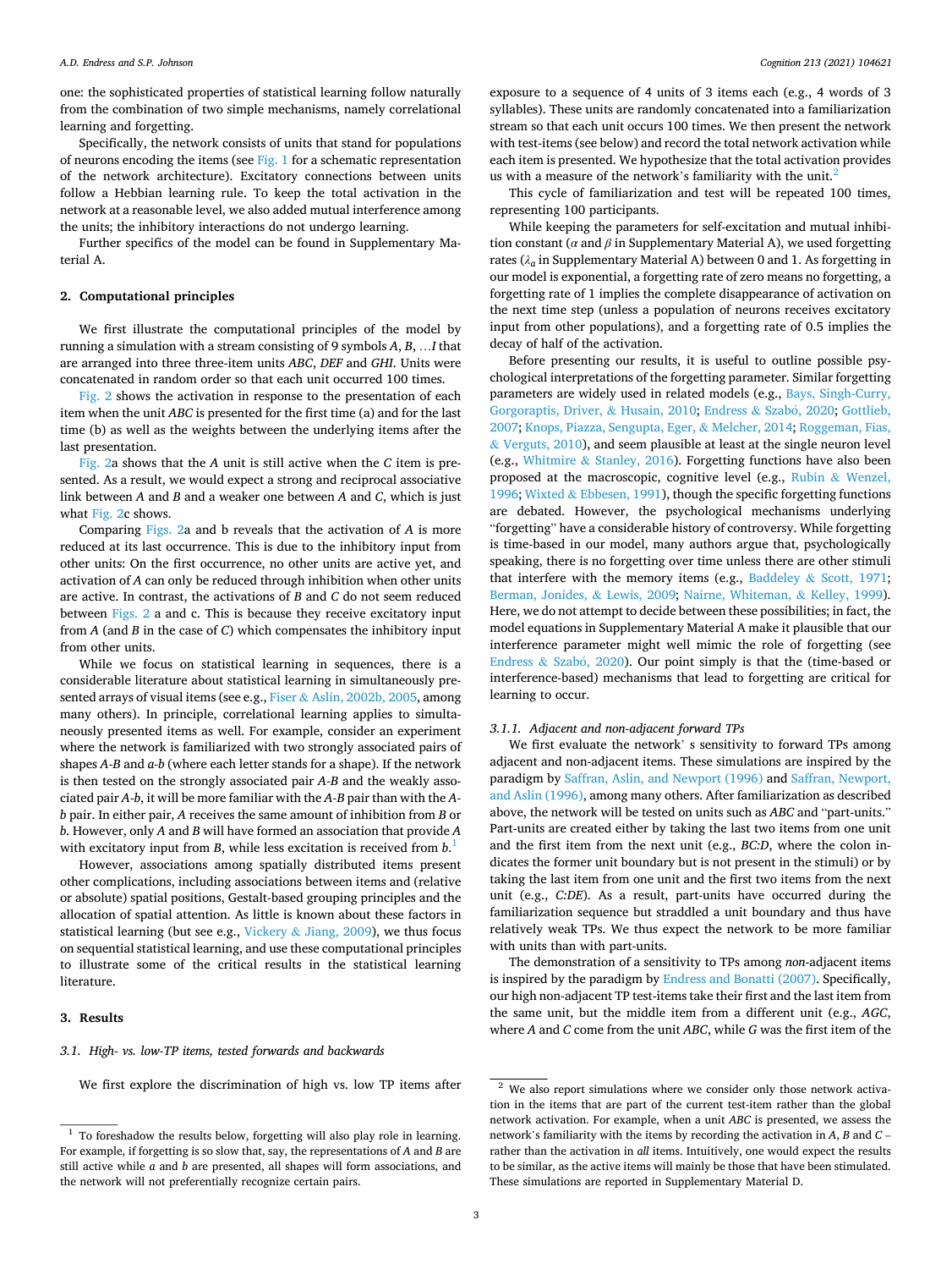one: the sophisticated properties of statistical learning follow naturally from the combination of two simple mechanisms, namely correlational learning and forgetting.

Specifically, the network consists of units that stand for populations of neurons encoding the items (see Fig. 1 for a schematic representation of the network architecture). Excitatory connections between units follow a Hebbian learning rule. To keep the total activation in the network at a reasonable level, we also added mutual interference among the units; the inhibitory interactions do not undergo learning.

Further specifics of the model can be found in Supplementary Material A.

## 2. Computational principles

We first illustrate the computational principles of the model by running a simulation with a stream consisting of 9 symbols *A*, *B*, …*I* that are arranged into three three-item units *ABC*, *DEF* and *GHI*. Units were concatenated in random order so that each unit occurred 100 times.

Fig. 2 shows the activation in response to the presentation of each item when the unit *ABC* is presented for the first time (a) and for the last time (b) as well as the weights between the underlying items after the last presentation.

Fig. 2a shows that the *A* unit is still active when the *C* item is presented. As a result, we would expect a strong and reciprocal associative link between *A* and *B* and a weaker one between *A* and *C*, which is just what Fig. 2c shows.

Comparing Figs. 2a and b reveals that the activation of *A* is more reduced at its last occurrence. This is due to the inhibitory input from other units: On the first occurrence, no other units are active yet, and activation of *A* can only be reduced through inhibition when other units are active. In contrast, the activations of *B* and *C* do not seem reduced between Figs. 2 a and c. This is because they receive excitatory input from *A* (and *B* in the case of *C*) which compensates the inhibitory input from other units.

While we focus on statistical learning in sequences, there is a considerable literature about statistical learning in simultaneously presented arrays of visual items (see e.g., Fiser & Aslin, 2002b, 2005, among many others). In principle, correlational learning applies to simultaneously presented items as well. For example, consider an experiment where the network is familiarized with two strongly associated pairs of shapes *A*-*B* and *a*-*b* (where each letter stands for a shape). If the network is then tested on the strongly associated pair *A*-*B* and the weakly associated pair *A*-*b*, it will be more familiar with the *A*-*B* pair than with the *A*-*b* pair. In either pair, *A* receives the same amount of inhibition from *B* or *b*. However, only *A* and *B* will have formed an association that provide *A* with excitatory input from *B*, while less excitation is received from *b*.[1]

However, associations among spatially distributed items present other complications, including associations between items and (relative or absolute) spatial positions, Gestalt-based grouping principles and the allocation of spatial attention. As little is known about these factors in statistical learning (but see e.g., Vickery & Jiang, 2009), we thus focus on sequential statistical learning, and use these computational principles to illustrate some of the critical results in the statistical learning literature.

## 3. Results

### 3.1. High- vs. low-TP items, tested forwards and backwards

We first explore the discrimination of high vs. low TP items after exposure to a sequence of 4 units of 3 items each (e.g., 4 words of 3 syllables). These units are randomly concatenated into a familiarization stream so that each unit occurs 100 times. We then present the network with test-items (see below) and record the total network activation while each item is presented. We hypothesize that the total activation provides us with a measure of the network's familiarity with the unit.[2]

This cycle of familiarization and test will be repeated 100 times, representing 100 participants.

While keeping the parameters for self-excitation and mutual inhibition constant ($\alpha$ and $\beta$ in Supplementary Material A), we used forgetting rates ($\lambda_a$ in Supplementary Material A) between 0 and 1. As forgetting in our model is exponential, a forgetting rate of zero means no forgetting, a forgetting rate of 1 implies the complete disappearance of activation on the next time step (unless a population of neurons receives excitatory input from other populations), and a forgetting rate of 0.5 implies the decay of half of the activation.

Before presenting our results, it is useful to outline possible psychological interpretations of the forgetting parameter. Similar forgetting parameters are widely used in related models (e.g., Bays, Singh-Curry, Gorgoraptis, Driver, & Husain, 2010; Endress & Szabó, 2020; Gottlieb, 2007; Knops, Piazza, Sengupta, Eger, & Melcher, 2014; Roggeman, Fias, & Verguts, 2010), and seem plausible at least at the single neuron level (e.g., Whitmire & Stanley, 2016). Forgetting functions have also been proposed at the macroscopic, cognitive level (e.g., Rubin & Wenzel, 1996; Wixted & Ebbesen, 1991), though the specific forgetting functions are debated. However, the psychological mechanisms underlying "forgetting" have a considerable history of controversy. While forgetting is time-based in our model, many authors argue that, psychologically speaking, there is no forgetting over time unless there are other stimuli that interfere with the memory items (e.g., Baddeley & Scott, 1971; Berman, Jonides, & Lewis, 2009; Nairne, Whiteman, & Kelley, 1999). Here, we do not attempt to decide between these possibilities; in fact, the model equations in Supplementary Material A make it plausible that our interference parameter might well mimic the role of forgetting (see Endress & Szabó, 2020). Our point simply is that the (time-based or interference-based) mechanisms that lead to forgetting are critical for learning to occur.

#### 3.1.1. Adjacent and non-adjacent forward TPs

We first evaluate the network' s sensitivity to forward TPs among adjacent and non-adjacent items. These simulations are inspired by the paradigm by Saffran, Aslin, and Newport (1996) and Saffran, Newport, and Aslin (1996), among many others. After familiarization as described above, the network will be tested on units such as *ABC* and "part-units." Part-units are created either by taking the last two items from one unit and the first item from the next unit (e.g., *BC:D*, where the colon indicates the former unit boundary but is not present in the stimuli) or by taking the last item from one unit and the first two items from the next unit (e.g., *C:DE*). As a result, part-units have occurred during the familiarization sequence but straddled a unit boundary and thus have relatively weak TPs. We thus expect the network to be more familiar with units than with part-units.

The demonstration of a sensitivity to TPs among *non*-adjacent items is inspired by the paradigm by Endress and Bonatti (2007). Specifically, our high non-adjacent TP test-items take their first and the last item from the same unit, but the middle item from a different unit (e.g., *AGC*, where *A* and *C* come from the unit *ABC*, while *G* was the first item of the

---

[1] To foreshadow the results below, forgetting will also play role in learning. For example, if forgetting is so slow that, say, the representations of *A* and *B* are still active while *a* and *b* are presented, all shapes will form associations, and the network will not preferentially recognize certain pairs.

[2] We also report simulations where we consider only those network activation in the items that are part of the current test-item rather than the global network activation. For example, when a unit *ABC* is presented, we assess the network's familiarity with the items by recording the activation in *A*, *B* and *C* – rather than the activation in *all* items. Intuitively, one would expect the results to be similar, as the active items will mainly be those that have been stimulated. These simulations are reported in Supplementary Material D.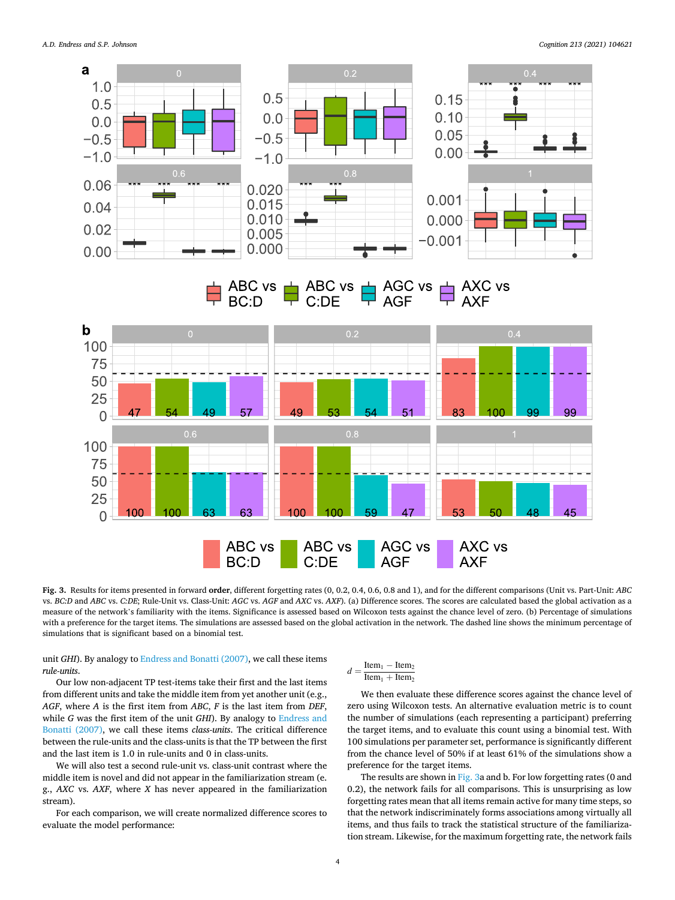**Fig. 3.** Results for items presented in forward **order**, different forgetting rates (0, 0.2, 0.4, 0.6, 0.8 and 1), and for the different comparisons (Unit vs. Part-Unit: *ABC* vs. *BC:D* and *ABC* vs. *C:DE*; Rule-Unit vs. Class-Unit: *AGC* vs. *AGF* and *AXC* vs. *AXF*). (a) Difference scores. The scores are calculated based the global activation as a measure of the network's familiarity with the items. Significance is assessed based on Wilcoxon tests against the chance level of zero. (b) Percentage of simulations with a preference for the target items. The simulations are assessed based on the global activation in the network. The dashed line shows the minimum percentage of simulations that is significant based on a binomial test.

unit *GHI*). By analogy to Endress and Bonatti (2007), we call these items *rule-units*.

Our low non-adjacent TP test-items take their first and the last items from different units and take the middle item from yet another unit (e.g., *AGF*, where *A* is the first item from *ABC*, *F* is the last item from *DEF*, while *G* was the first item of the unit *GHI*). By analogy to Endress and Bonatti (2007), we call these items *class-units*. The critical difference between the rule-units and the class-units is that the TP between the first and the last item is 1.0 in rule-units and 0 in class-units.

We will also test a second rule-unit vs. class-unit contrast where the middle item is novel and did not appear in the familiarization stream (e.g., *AXC* vs. *AXF*, where *X* has never appeared in the familiarization stream).

For each comparison, we will create normalized difference scores to evaluate the model performance:

$$d = \frac{\text{Item}_1 - \text{Item}_2}{\text{Item}_1 + \text{Item}_2}$$

We then evaluate these difference scores against the chance level of zero using Wilcoxon tests. An alternative evaluation metric is to count the number of simulations (each representing a participant) preferring the target items, and to evaluate this count using a binomial test. With 100 simulations per parameter set, performance is significantly different from the chance level of 50% if at least 61% of the simulations show a preference for the target items.

The results are shown in Fig. 3a and b. For low forgetting rates (0 and 0.2), the network fails for all comparisons. This is unsurprising as low forgetting rates mean that all items remain active for many time steps, so that the network indiscriminately forms associations among virtually all items, and thus fails to track the statistical structure of the familiarization stream. Likewise, for the maximum forgetting rate, the network fails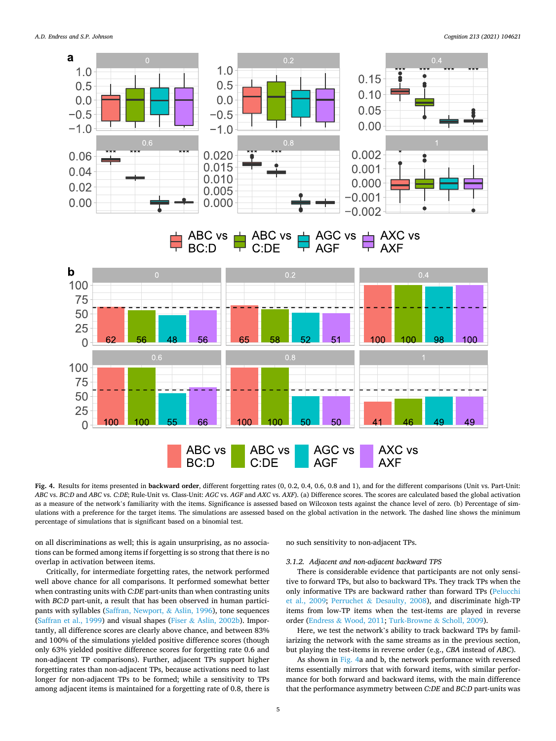**Fig. 4.** Results for items presented in **backward order**, different forgetting rates (0, 0.2, 0.4, 0.6, 0.8 and 1), and for the different comparisons (Unit vs. Part-Unit: *ABC* vs. *BC:D* and *ABC* vs. *C:DE*; Rule-Unit vs. Class-Unit: *AGC* vs. *AGF* and *AXC* vs. *AXF*). (a) Difference scores. The scores are calculated based the global activation as a measure of the network's familiarity with the items. Significance is assessed based on Wilcoxon tests against the chance level of zero. (b) Percentage of simulations with a preference for the target items. The simulations are assessed based on the global activation in the network. The dashed line shows the minimum percentage of simulations that is significant based on a binomial test.

on all discriminations as well; this is again unsurprising, as no associations can be formed among items if forgetting is so strong that there is no overlap in activation between items.

Critically, for intermediate forgetting rates, the network performed well above chance for all comparisons. It performed somewhat better when contrasting units with *C:DE* part-units than when contrasting units with *BC:D* part-unit, a result that has been observed in human participants with syllables (Saffran, Newport, & Aslin, 1996), tone sequences (Saffran et al., 1999) and visual shapes (Fiser & Aslin, 2002b). Importantly, all difference scores are clearly above chance, and between 83% and 100% of the simulations yielded positive difference scores (though only 63% yielded positive difference scores for forgetting rate 0.6 and non-adjacent TP comparisons). Further, adjacent TPs support higher forgetting rates than non-adjacent TPs, because activations need to last longer for non-adjacent TPs to be formed; while a sensitivity to TPs among adjacent items is maintained for a forgetting rate of 0.8, there is no such sensitivity to non-adjacent TPs.

#### 3.1.2. Adjacent and non-adjacent backward TPS

There is considerable evidence that participants are not only sensitive to forward TPs, but also to backward TPs. They track TPs when the only informative TPs are backward rather than forward TPs (Pelucchi et al., 2009; Perruchet & Desaulty, 2008), and discriminate high-TP items from low-TP items when the test-items are played in reverse order (Endress & Wood, 2011; Turk-Browne & Scholl, 2009).

Here, we test the network's ability to track backward TPs by familiarizing the network with the same streams as in the previous section, but playing the test-items in reverse order (e.g., *CBA* instead of *ABC*).

As shown in Fig. 4a and b, the network performance with reversed items essentially mirrors that with forward items, with similar performance for both forward and backward items, with the main difference that the performance asymmetry between *C:DE* and *BC:D* part-units was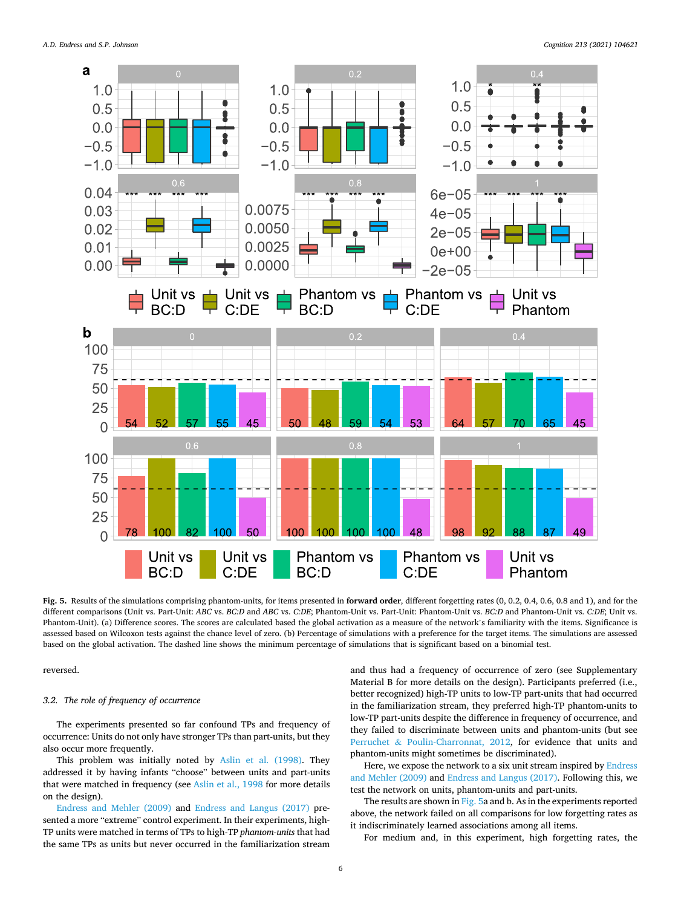Fig. 5. Results of the simulations comprising phantom-units, for items presented in **forward order**, different forgetting rates (0, 0.2, 0.4, 0.6, 0.8 and 1), and for the different comparisons (Unit vs. Part-Unit: *ABC* vs. *BC:D* and *ABC* vs. *C:DE*; Phantom-Unit vs. Part-Unit: Phantom-Unit vs. *BC:D* and Phantom-Unit vs. *C:DE*; Unit vs. Phantom-Unit). (a) Difference scores. The scores are calculated based the global activation as a measure of the network's familiarity with the items. Significance is assessed based on Wilcoxon tests against the chance level of zero. (b) Percentage of simulations with a preference for the target items. The simulations are assessed based on the global activation. The dashed line shows the minimum percentage of simulations that is significant based on a binomial test.

reversed.

### 3.2. The role of frequency of occurrence

The experiments presented so far confound TPs and frequency of occurrence: Units do not only have stronger TPs than part-units, but they also occur more frequently.

This problem was initially noted by Aslin et al. (1998). They addressed it by having infants "choose" between units and part-units that were matched in frequency (see Aslin et al., 1998 for more details on the design).

Endress and Mehler (2009) and Endress and Langus (2017) presented a more "extreme" control experiment. In their experiments, high-TP units were matched in terms of TPs to high-TP *phantom-units* that had the same TPs as units but never occurred in the familiarization stream and thus had a frequency of occurrence of zero (see Supplementary Material B for more details on the design). Participants preferred (i.e., better recognized) high-TP units to low-TP part-units that had occurred in the familiarization stream, they preferred high-TP phantom-units to low-TP part-units despite the difference in frequency of occurrence, and they failed to discriminate between units and phantom-units (but see Perruchet & Poulin-Charronnat, 2012, for evidence that units and phantom-units might sometimes be discriminated).

Here, we expose the network to a six unit stream inspired by Endress and Mehler (2009) and Endress and Langus (2017). Following this, we test the network on units, phantom-units and part-units.

The results are shown in Fig. 5a and b. As in the experiments reported above, the network failed on all comparisons for low forgetting rates as it indiscriminately learned associations among all items.

For medium and, in this experiment, high forgetting rates, the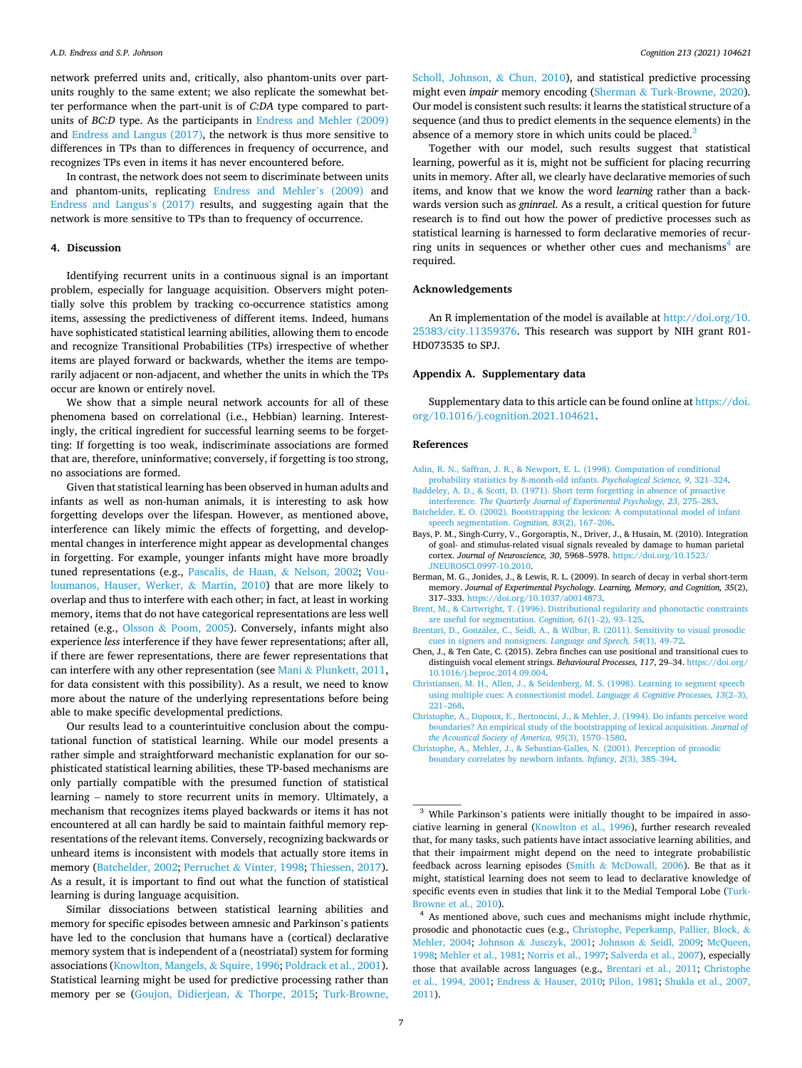network preferred units and, critically, also phantom-units over part-units roughly to the same extent; we also replicate the somewhat better performance when the part-unit is of *C:DA* type compared to part-units of *BC:D* type. As the participants in Endress and Mehler (2009) and Endress and Langus (2017), the network is thus more sensitive to differences in TPs than to differences in frequency of occurrence, and recognizes TPs even in items it has never encountered before.

In contrast, the network does not seem to discriminate between units and phantom-units, replicating Endress and Mehler's (2009) and Endress and Langus's (2017) results, and suggesting again that the network is more sensitive to TPs than to frequency of occurrence.

## 4. Discussion

Identifying recurrent units in a continuous signal is an important problem, especially for language acquisition. Observers might potentially solve this problem by tracking co-occurrence statistics among items, assessing the predictiveness of different items. Indeed, humans have sophisticated statistical learning abilities, allowing them to encode and recognize Transitional Probabilities (TPs) irrespective of whether items are played forward or backwards, whether the items are temporarily adjacent or non-adjacent, and whether the units in which the TPs occur are known or entirely novel.

We show that a simple neural network accounts for all of these phenomena based on correlational (i.e., Hebbian) learning. Interestingly, the critical ingredient for successful learning seems to be forgetting: If forgetting is too weak, indiscriminate associations are formed that are, therefore, uninformative; conversely, if forgetting is too strong, no associations are formed.

Given that statistical learning has been observed in human adults and infants as well as non-human animals, it is interesting to ask how forgetting develops over the lifespan. However, as mentioned above, interference can likely mimic the effects of forgetting, and developmental changes in interference might appear as developmental changes in forgetting. For example, younger infants might have more broadly tuned representations (e.g., Pascalis, de Haan, & Nelson, 2002; Vouloumanos, Hauser, Werker, & Martin, 2010) that are more likely to overlap and thus to interfere with each other; in fact, at least in working memory, items that do not have categorical representations are less well retained (e.g., Olsson & Poom, 2005). Conversely, infants might also experience *less* interference if they have fewer representations; after all, if there are fewer representations, there are fewer representations that can interfere with any other representation (see Mani & Plunkett, 2011, for data consistent with this possibility). As a result, we need to know more about the nature of the underlying representations before being able to make specific developmental predictions.

Our results lead to a counterintuitive conclusion about the computational function of statistical learning. While our model presents a rather simple and straightforward mechanistic explanation for our sophisticated statistical learning abilities, these TP-based mechanisms are only partially compatible with the presumed function of statistical learning – namely to store recurrent units in memory. Ultimately, a mechanism that recognizes items played backwards or items it has not encountered at all can hardly be said to maintain faithful memory representations of the relevant items. Conversely, recognizing backwards or unheard items is inconsistent with models that actually store items in memory (Batchelder, 2002; Perruchet & Vinter, 1998; Thiessen, 2017). As a result, it is important to find out what the function of statistical learning is during language acquisition.

Similar dissociations between statistical learning abilities and memory for specific episodes between amnesic and Parkinson's patients have led to the conclusion that humans have a (cortical) declarative memory system that is independent of a (neostriatal) system for forming associations (Knowlton, Mangels, & Squire, 1996; Poldrack et al., 2001). Statistical learning might be used for predictive processing rather than memory per se (Goujon, Didierjean, & Thorpe, 2015; Turk-Browne, Scholl, Johnson, & Chun, 2010), and statistical predictive processing might even *impair* memory encoding (Sherman & Turk-Browne, 2020). Our model is consistent such results: it learns the statistical structure of a sequence (and thus to predict elements in the sequence elements) in the absence of a memory store in which units could be placed.[3]

Together with our model, such results suggest that statistical learning, powerful as it is, might not be sufficient for placing recurring units in memory. After all, we clearly have declarative memories of such items, and know that we know the word *learning* rather than a backwards version such as *gninrael*. As a result, a critical question for future research is to find out how the power of predictive processes such as statistical learning is harnessed to form declarative memories of recurring units in sequences or whether other cues and mechanisms[4] are required.

## Acknowledgements

An R implementation of the model is available at http://doi.org/10.25383/city.11359376. This research was support by NIH grant R01-HD073535 to SPJ.

## Appendix A. Supplementary data

Supplementary data to this article can be found online at https://doi.org/10.1016/j.cognition.2021.104621.

## References

Aslin, R. N., Saffran, J. R., & Newport, E. L. (1998). Computation of conditional probability statistics by 8-month-old infants. *Psychological Science, 9*, 321–324.

Baddeley, A. D., & Scott, D. (1971). Short term forgetting in absence of proactive interference. *The Quarterly Journal of Experimental Psychology, 23*, 275–283.

Batchelder, E. O. (2002). Bootstrapping the lexicon: A computational model of infant speech segmentation. *Cognition, 83*(2), 167–206.

Bays, P. M., Singh-Curry, V., Gorgoraptis, N., Driver, J., & Husain, M. (2010). Integration of goal- and stimulus-related visual signals revealed by damage to human parietal cortex. *Journal of Neuroscience, 30*, 5968–5978. https://doi.org/10.1523/JNEUROSCI.0997-10.2010.

Berman, M. G., Jonides, J., & Lewis, R. L. (2009). In search of decay in verbal short-term memory. *Journal of Experimental Psychology. Learning, Memory, and Cognition, 35*(2), 317–333. https://doi.org/10.1037/a0014873.

Brent, M., & Cartwright, T. (1996). Distributional regularity and phonotactic constraints are useful for segmentation. *Cognition, 61*(1–2), 93–125.

Brentari, D., González, C., Seidl, A., & Wilbur, R. (2011). Sensitivity to visual prosodic cues in signers and nonsigners. *Language and Speech, 54*(1), 49–72.

Chen, J., & Ten Cate, C. (2015). Zebra finches can use positional and transitional cues to distinguish vocal element strings. *Behavioural Processes, 117*, 29–34. https://doi.org/10.1016/j.beproc.2014.09.004.

Christiansen, M. H., Allen, J., & Seidenberg, M. S. (1998). Learning to segment speech using multiple cues: A connectionist model. *Language & Cognitive Processes, 13*(2–3), 221–268.

Christophe, A., Dupoux, E., Bertoncini, J., & Mehler, J. (1994). Do infants perceive word boundaries? An empirical study of the bootstrapping of lexical acquisition. *Journal of the Acoustical Society of America, 95*(3), 1570–1580.

Christophe, A., Mehler, J., & Sebastian-Galles, N. (2001). Perception of prosodic boundary correlates by newborn infants. *Infancy, 2*(3), 385–394.

---

[3] While Parkinson's patients were initially thought to be impaired in associative learning in general (Knowlton et al., 1996), further research revealed that, for many tasks, such patients have intact associative learning abilities, and that their impairment might depend on the need to integrate probabilistic feedback across learning episodes (Smith & McDowall, 2006). Be that as it might, statistical learning does not seem to lead to declarative knowledge of specific events even in studies that link it to the Medial Temporal Lobe (Turk-Browne et al., 2010).

[4] As mentioned above, such cues and mechanisms might include rhythmic, prosodic and phonotactic cues (e.g., Christophe, Peperkamp, Pallier, Block, & Mehler, 2004; Johnson & Jusczyk, 2001; Johnson & Seidl, 2009; McQueen, 1998; Mehler et al., 1981; Norris et al., 1997; Salverda et al., 2007), especially those that available across languages (e.g., Brentari et al., 2011; Christophe et al., 1994, 2001; Endress & Hauser, 2010; Pilon, 1981; Shukla et al., 2007, 2011).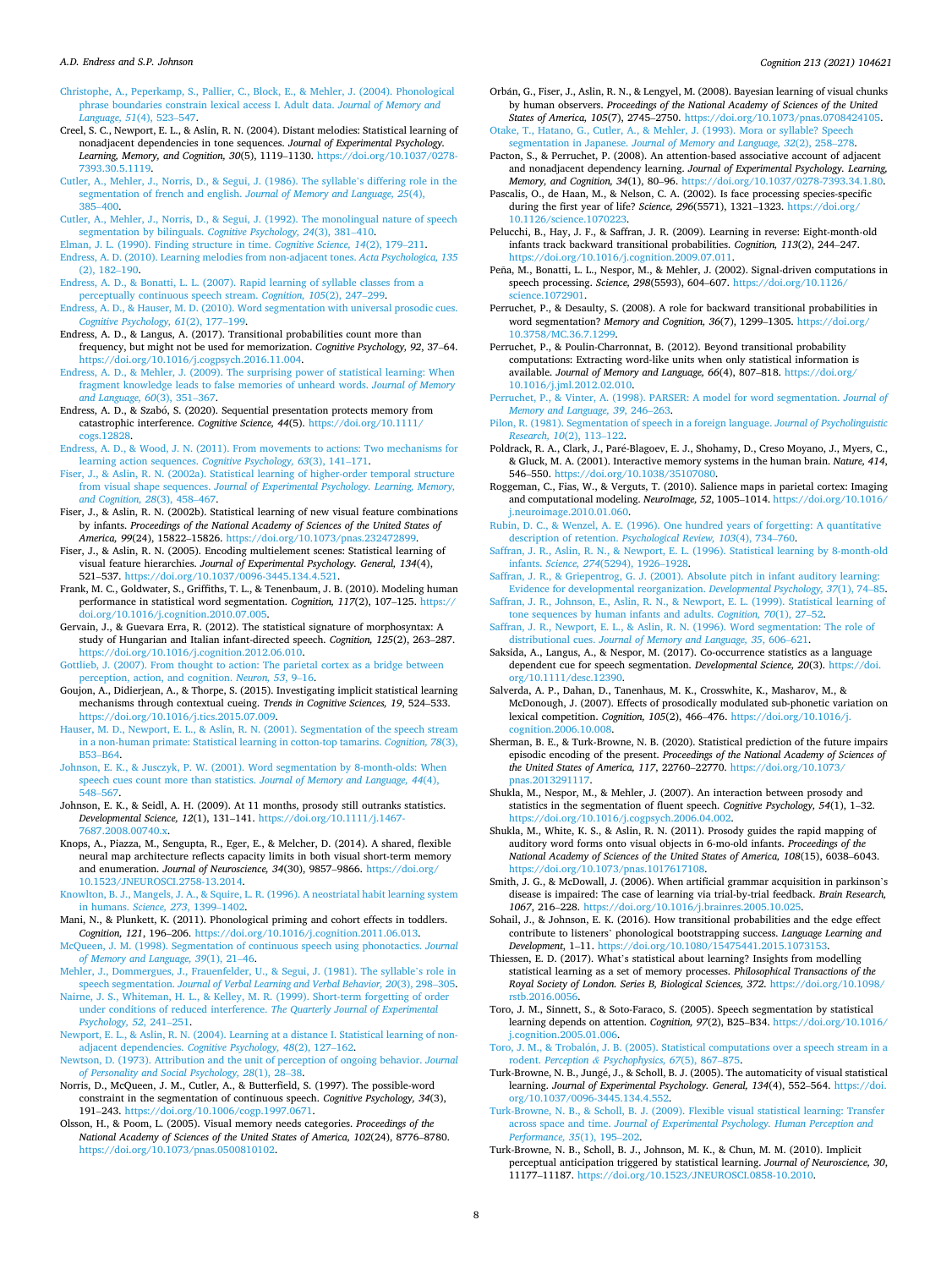Christophe, A., Peperkamp, S., Pallier, C., Block, E., & Mehler, J. (2004). Phonological phrase boundaries constrain lexical access I. Adult data. *Journal of Memory and Language, 51*(4), 523–547.

Creel, S. C., Newport, E. L., & Aslin, R. N. (2004). Distant melodies: Statistical learning of nonadjacent dependencies in tone sequences. *Journal of Experimental Psychology. Learning, Memory, and Cognition, 30*(5), 1119–1130. https://doi.org/10.1037/0278-7393.30.5.1119.

Cutler, A., Mehler, J., Norris, D., & Segui, J. (1986). The syllable's differing role in the segmentation of french and english. *Journal of Memory and Language, 25*(4), 385–400.

Cutler, A., Mehler, J., Norris, D., & Segui, J. (1992). The monolingual nature of speech segmentation by bilinguals. *Cognitive Psychology, 24*(3), 381–410.

Elman, J. L. (1990). Finding structure in time. *Cognitive Science, 14*(2), 179–211.

Endress, A. D. (2010). Learning melodies from non-adjacent tones. *Acta Psychologica, 135*(2), 182–190.

Endress, A. D., & Bonatti, L. L. (2007). Rapid learning of syllable classes from a perceptually continuous speech stream. *Cognition, 105*(2), 247–299.

Endress, A. D., & Hauser, M. D. (2010). Word segmentation with universal prosodic cues. *Cognitive Psychology, 61*(2), 177–199.

Endress, A. D., & Langus, A. (2017). Transitional probabilities count more than frequency, but might not be used for memorization. *Cognitive Psychology, 92*, 37–64. https://doi.org/10.1016/j.cogpsych.2016.11.004.

Endress, A. D., & Mehler, J. (2009). The surprising power of statistical learning: When fragment knowledge leads to false memories of unheard words. *Journal of Memory and Language, 60*(3), 351–367.

Endress, A. D., & Szabó, S. (2020). Sequential presentation protects memory from catastrophic interference. *Cognitive Science, 44*(5). https://doi.org/10.1111/cogs.12828.

Endress, A. D., & Wood, J. N. (2011). From movements to actions: Two mechanisms for learning action sequences. *Cognitive Psychology, 63*(3), 141–171.

Fiser, J., & Aslin, R. N. (2002a). Statistical learning of higher-order temporal structure from visual shape sequences. *Journal of Experimental Psychology. Learning, Memory, and Cognition, 28*(3), 458–467.

Fiser, J., & Aslin, R. N. (2002b). Statistical learning of new visual feature combinations by infants. *Proceedings of the National Academy of Sciences of the United States of America, 99*(24), 15822–15826. https://doi.org/10.1073/pnas.232472899.

Fiser, J., & Aslin, R. N. (2005). Encoding multielement scenes: Statistical learning of visual feature hierarchies. *Journal of Experimental Psychology. General, 134*(4), 521–537. https://doi.org/10.1037/0096-3445.134.4.521.

Frank, M. C., Goldwater, S., Griffiths, T. L., & Tenenbaum, J. B. (2010). Modeling human performance in statistical word segmentation. *Cognition, 117*(2), 107–125. https://doi.org/10.1016/j.cognition.2010.07.005.

Gervain, J., & Guevara Erra, R. (2012). The statistical signature of morphosyntax: A study of Hungarian and Italian infant-directed speech. *Cognition, 125*(2), 263–287. https://doi.org/10.1016/j.cognition.2012.06.010.

Gottlieb, J. (2007). From thought to action: The parietal cortex as a bridge between perception, action, and cognition. *Neuron, 53*, 9–16.

Goujon, A., Didierjean, A., & Thorpe, S. (2015). Investigating implicit statistical learning mechanisms through contextual cueing. *Trends in Cognitive Sciences, 19*, 524–533. https://doi.org/10.1016/j.tics.2015.07.009.

Hauser, M. D., Newport, E. L., & Aslin, R. N. (2001). Segmentation of the speech stream in a non-human primate: Statistical learning in cotton-top tamarins. *Cognition, 78*(3), B53–B64.

Johnson, E. K., & Jusczyk, P. W. (2001). Word segmentation by 8-month-olds: When speech cues count more than statistics. *Journal of Memory and Language, 44*(4), 548–567.

Johnson, E. K., & Seidl, A. H. (2009). At 11 months, prosody still outranks statistics. *Developmental Science, 12*(1), 131–141. https://doi.org/10.1111/j.1467-7687.2008.00740.x.

Knops, A., Piazza, M., Sengupta, R., Eger, E., & Melcher, D. (2014). A shared, flexible neural map architecture reflects capacity limits in both visual short-term memory and enumeration. *Journal of Neuroscience, 34*(30), 9857–9866. https://doi.org/10.1523/JNEUROSCI.2758-13.2014.

Knowlton, B. J., Mangels, J. A., & Squire, L. R. (1996). A neostriatal habit learning system in humans. *Science, 273*, 1399–1402.

Mani, N., & Plunkett, K. (2011). Phonological priming and cohort effects in toddlers. *Cognition, 121*, 196–206. https://doi.org/10.1016/j.cognition.2011.06.013.

McQueen, J. M. (1998). Segmentation of continuous speech using phonotactics. *Journal of Memory and Language, 39*(1), 21–46.

Mehler, J., Dommergues, J., Frauenfelder, U., & Segui, J. (1981). The syllable's role in speech segmentation. *Journal of Verbal Learning and Verbal Behavior, 20*(3), 298–305.

Nairne, J. S., Whiteman, H. L., & Kelley, M. R. (1999). Short-term forgetting of order under conditions of reduced interference. *The Quarterly Journal of Experimental Psychology, 52*, 241–251.

Newport, E. L., & Aslin, R. N. (2004). Learning at a distance I. Statistical learning of non-adjacent dependencies. *Cognitive Psychology, 48*(2), 127–162.

Newtson, D. (1973). Attribution and the unit of perception of ongoing behavior. *Journal of Personality and Social Psychology, 28*(1), 28–38.

Norris, D., McQueen, J. M., Cutler, A., & Butterfield, S. (1997). The possible-word constraint in the segmentation of continuous speech. *Cognitive Psychology, 34*(3), 191–243. https://doi.org/10.1006/cogp.1997.0671.

Olsson, H., & Poom, L. (2005). Visual memory needs categories. *Proceedings of the National Academy of Sciences of the United States of America, 102*(24), 8776–8780. https://doi.org/10.1073/pnas.0500810102.

Orbán, G., Fiser, J., Aslin, R. N., & Lengyel, M. (2008). Bayesian learning of visual chunks by human observers. *Proceedings of the National Academy of Sciences of the United States of America, 105*(7), 2745–2750. https://doi.org/10.1073/pnas.0708424105.

Otake, T., Hatano, G., Cutler, A., & Mehler, J. (1993). Mora or syllable? Speech segmentation in Japanese. *Journal of Memory and Language, 32*(2), 258–278.

Pacton, S., & Perruchet, P. (2008). An attention-based associative account of adjacent and nonadjacent dependency learning. *Journal of Experimental Psychology. Learning, Memory, and Cognition, 34*(1), 80–96. https://doi.org/10.1037/0278-7393.34.1.80.

Pascalis, O., de Haan, M., & Nelson, C. A. (2002). Is face processing species-specific during the first year of life? *Science, 296*(5571), 1321–1323. https://doi.org/10.1126/science.1070223.

Pelucchi, B., Hay, J. F., & Saffran, J. R. (2009). Learning in reverse: Eight-month-old infants track backward transitional probabilities. *Cognition, 113*(2), 244–247. https://doi.org/10.1016/j.cognition.2009.07.011.

Peña, M., Bonatti, L. L., Nespor, M., & Mehler, J. (2002). Signal-driven computations in speech processing. *Science, 298*(5593), 604–607. https://doi.org/10.1126/science.1072901.

Perruchet, P., & Desaulty, S. (2008). A role for backward transitional probabilities in word segmentation? *Memory and Cognition, 36*(7), 1299–1305. https://doi.org/10.3758/MC.36.7.1299.

Perruchet, P., & Poulin-Charronnat, B. (2012). Beyond transitional probability computations: Extracting word-like units when only statistical information is available. *Journal of Memory and Language, 66*(4), 807–818. https://doi.org/10.1016/j.jml.2012.02.010.

Perruchet, P., & Vinter, A. (1998). PARSER: A model for word segmentation. *Journal of Memory and Language, 39*, 246–263.

Pilon, R. (1981). Segmentation of speech in a foreign language. *Journal of Psycholinguistic Research, 10*(2), 113–122.

Poldrack, R. A., Clark, J., Paré-Blagoev, E. J., Shohamy, D., Creso Moyano, J., Myers, C., & Gluck, M. A. (2001). Interactive memory systems in the human brain. *Nature, 414*, 546–550. https://doi.org/10.1038/35107080.

Roggeman, C., Fias, W., & Verguts, T. (2010). Salience maps in parietal cortex: Imaging and computational modeling. *NeuroImage, 52*, 1005–1014. https://doi.org/10.1016/j.neuroimage.2010.01.060.

Rubin, D. C., & Wenzel, A. E. (1996). One hundred years of forgetting: A quantitative description of retention. *Psychological Review, 103*(4), 734–760.

Saffran, J. R., Aslin, R. N., & Newport, E. L. (1996). Statistical learning by 8-month-old infants. *Science, 274*(5294), 1926–1928.

Saffran, J. R., & Griepentrog, G. J. (2001). Absolute pitch in infant auditory learning: Evidence for developmental reorganization. *Developmental Psychology, 37*(1), 74–85.

Saffran, J. R., Johnson, E., Aslin, R. N., & Newport, E. L. (1999). Statistical learning of tone sequences by human infants and adults. *Cognition, 70*(1), 27–52.

Saffran, J. R., Newport, E. L., & Aslin, R. N. (1996). Word segmentation: The role of distributional cues. *Journal of Memory and Language, 35*, 606–621.

Saksida, A., Langus, A., & Nespor, M. (2017). Co-occurrence statistics as a language dependent cue for speech segmentation. *Developmental Science, 20*(3). https://doi.org/10.1111/desc.12390.

Salverda, A. P., Dahan, D., Tanenhaus, M. K., Crosswhite, K., Masharov, M., & McDonough, J. (2007). Effects of prosodically modulated sub-phonetic variation on lexical competition. *Cognition, 105*(2), 466–476. https://doi.org/10.1016/j.cognition.2006.10.008.

Sherman, B. E., & Turk-Browne, N. B. (2020). Statistical prediction of the future impairs episodic encoding of the present. *Proceedings of the National Academy of Sciences of the United States of America, 117*, 22760–22770. https://doi.org/10.1073/pnas.2013291117.

Shukla, M., Nespor, M., & Mehler, J. (2007). An interaction between prosody and statistics in the segmentation of fluent speech. *Cognitive Psychology, 54*(1), 1–32. https://doi.org/10.1016/j.cogpsych.2006.04.002.

Shukla, M., White, K. S., & Aslin, R. N. (2011). Prosody guides the rapid mapping of auditory word forms onto visual objects in 6-mo-old infants. *Proceedings of the National Academy of Sciences of the United States of America, 108*(15), 6038–6043. https://doi.org/10.1073/pnas.1017617108.

Smith, J. G., & McDowall, J. (2006). When artificial grammar acquisition in parkinson's disease is impaired: The case of learning via trial-by-trial feedback. *Brain Research, 1067*, 216–228. https://doi.org/10.1016/j.brainres.2005.10.025.

Sohail, J., & Johnson, E. K. (2016). How transitional probabilities and the edge effect contribute to listeners' phonological bootstrapping success. *Language Learning and Development*, 1–11. https://doi.org/10.1080/15475441.2015.1073153.

Thiessen, E. D. (2017). What's statistical about learning? Insights from modelling statistical learning as a set of memory processes. *Philosophical Transactions of the Royal Society of London. Series B, Biological Sciences, 372*. https://doi.org/10.1098/rstb.2016.0056.

Toro, J. M., Sinnett, S., & Soto-Faraco, S. (2005). Speech segmentation by statistical learning depends on attention. *Cognition, 97*(2), B25–B34. https://doi.org/10.1016/j.cognition.2005.01.006.

Toro, J. M., & Trobalón, J. B. (2005). Statistical computations over a speech stream in a rodent. *Perception & Psychophysics, 67*(5), 867–875.

Turk-Browne, N. B., Jungé, J., & Scholl, B. J. (2005). The automaticity of visual statistical learning. *Journal of Experimental Psychology. General, 134*(4), 552–564. https://doi.org/10.1037/0096-3445.134.4.552.

Turk-Browne, N. B., & Scholl, B. J. (2009). Flexible visual statistical learning: Transfer across space and time. *Journal of Experimental Psychology. Human Perception and Performance, 35*(1), 195–202.

Turk-Browne, N. B., Scholl, B. J., Johnson, M. K., & Chun, M. M. (2010). Implicit perceptual anticipation triggered by statistical learning. *Journal of Neuroscience, 30*, 11177–11187. https://doi.org/10.1523/JNEUROSCI.0858-10.2010.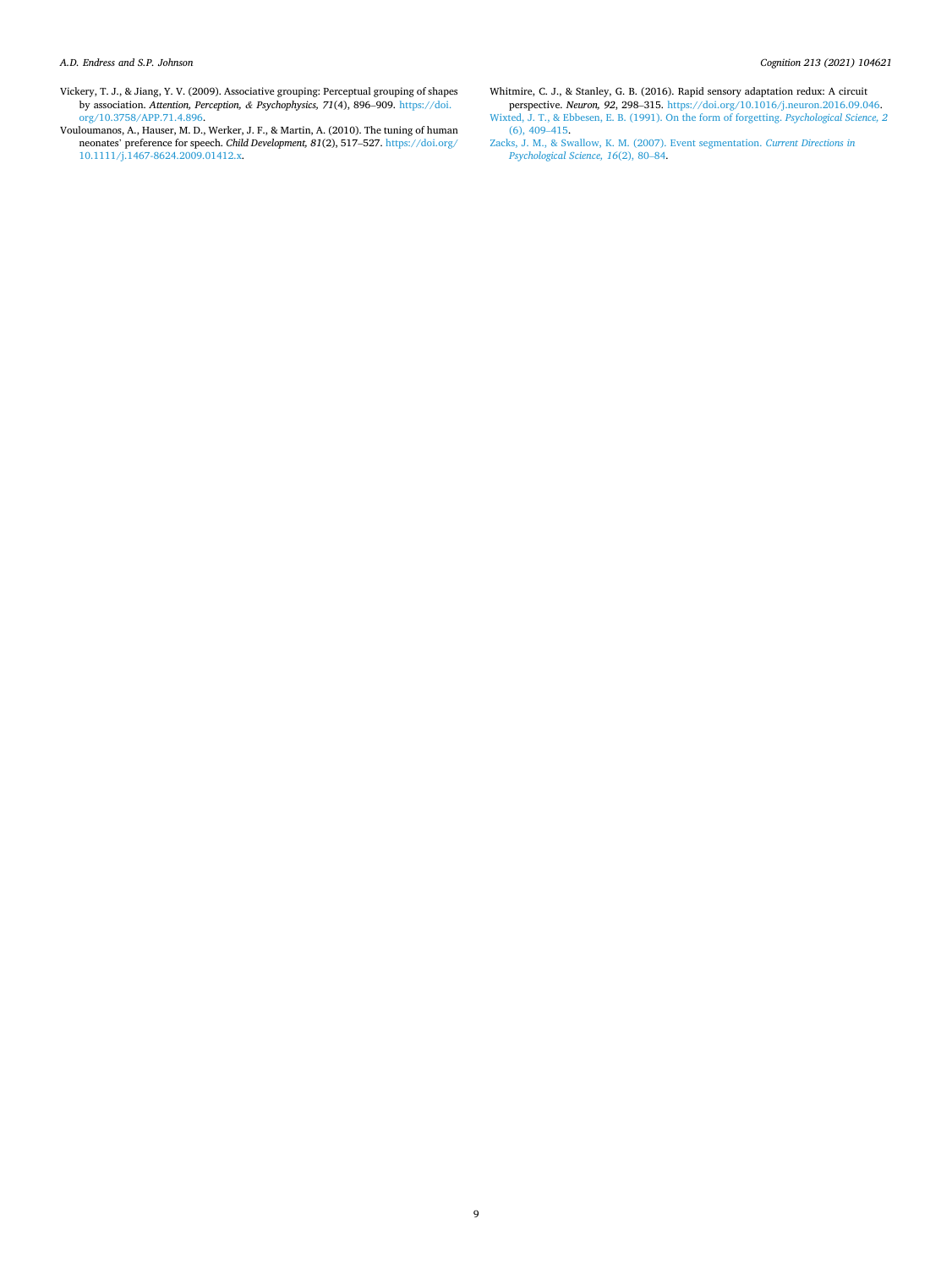Vickery, T. J., & Jiang, Y. V. (2009). Associative grouping: Perceptual grouping of shapes by association. *Attention, Perception, & Psychophysics, 71*(4), 896–909. https://doi.org/10.3758/APP.71.4.896.

Vouloumanos, A., Hauser, M. D., Werker, J. F., & Martin, A. (2010). The tuning of human neonates' preference for speech. *Child Development, 81*(2), 517–527. https://doi.org/10.1111/j.1467-8624.2009.01412.x.

Whitmire, C. J., & Stanley, G. B. (2016). Rapid sensory adaptation redux: A circuit perspective. *Neuron, 92*, 298–315. https://doi.org/10.1016/j.neuron.2016.09.046.

Wixted, J. T., & Ebbesen, E. B. (1991). On the form of forgetting. *Psychological Science, 2*(6), 409–415.

Zacks, J. M., & Swallow, K. M. (2007). Event segmentation. *Current Directions in Psychological Science, 16*(2), 80–84.